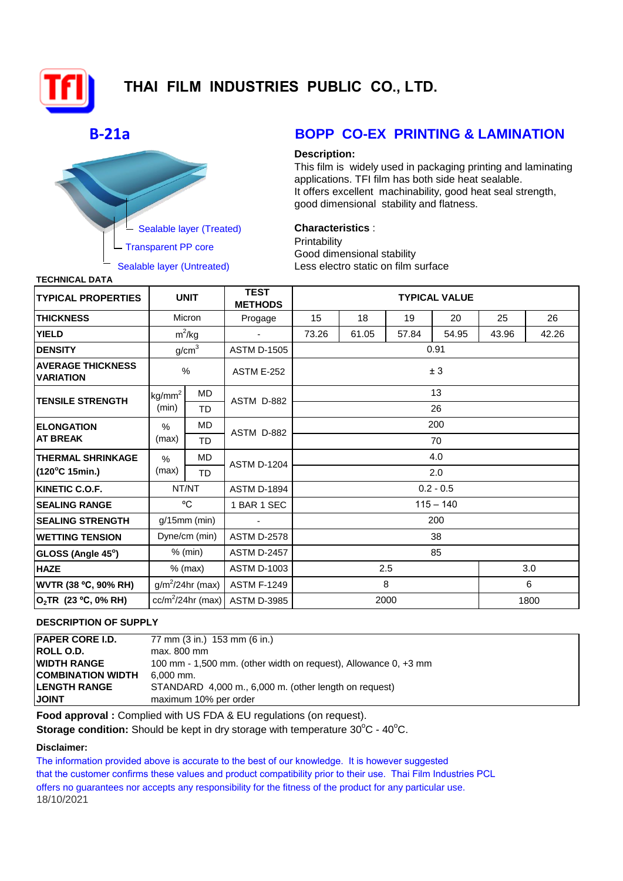# THAI FILM INDUSTRIES PUBLIC CO., LTD.

## B-21a

## BOPP CO-EX PRINTING & LAMINATION

Sealable layer (Treated)

Transparent PP core

Sealable layer (Untreated)

**Description:**

This film is widely used in packaging printing and laminating applications. TFI film has both side heat sealable.
It offers excellent machinability, good heat seal strength, good dimensional stability and flatness.

**Characteristics** :

Printability
Good dimensional stability
Less electro static on film surface

**TECHNICAL DATA**

| TYPICAL PROPERTIES | UNIT | | TEST METHODS | TYPICAL VALUE | | | | | |
|---|---|---|---|---|---|---|---|---|---|
| THICKNESS | Micron | | Progage | 15 | 18 | 19 | 20 | 25 | 26 |
| YIELD | $m^2$/kg | | - | 73.26 | 61.05 | 57.84 | 54.95 | 43.96 | 42.26 |
| DENSITY | g/$cm^3$ | | ASTM D-1505 | 0.91 | | | | | |
| AVERAGE THICKNESS VARIATION | % | | ASTM E-252 | ± 3 | | | | | |
| TENSILE STRENGTH | kg/$mm^2$ (min) | MD | ASTM D-882 | 13 | | | | | |
| | | TD | | 26 | | | | | |
| ELONGATION AT BREAK | % (max) | MD | ASTM D-882 | 200 | | | | | |
| | | TD | | 70 | | | | | |
| THERMAL SHRINKAGE (120°C 15min.) | % (max) | MD | ASTM D-1204 | 4.0 | | | | | |
| | | TD | | 2.0 | | | | | |
| KINETIC C.O.F. | NT/NT | | ASTM D-1894 | 0.2 - 0.5 | | | | | |
| SEALING RANGE | °C | | 1 BAR 1 SEC | 115 – 140 | | | | | |
| SEALING STRENGTH | g/15mm (min) | | - | 200 | | | | | |
| WETTING TENSION | Dyne/cm (min) | | ASTM D-2578 | 38 | | | | | |
| GLOSS (Angle 45°) | % (min) | | ASTM D-2457 | 85 | | | | | |
| HAZE | % (max) | | ASTM D-1003 | 2.5 | | | | 3.0 | |
| WVTR (38 °C, 90% RH) | g/$m^2$/24hr (max) | | ASTM F-1249 | 8 | | | | 6 | |
| $O_2$TR (23 °C, 0% RH) | cc/$m^2$/24hr (max) | | ASTM D-3985 | 2000 | | | | 1800 | |

**DESCRIPTION OF SUPPLY**

| | |
|---|---|
| **PAPER CORE I.D.** | 77 mm (3 in.) 153 mm (6 in.) |
| **ROLL O.D.** | max. 800 mm |
| **WIDTH RANGE** | 100 mm - 1,500 mm. (other width on request), Allowance 0, +3 mm |
| **COMBINATION WIDTH** | 6,000 mm. |
| **LENGTH RANGE** | STANDARD 4,000 m., 6,000 m. (other length on request) |
| **JOINT** | maximum 10% per order |

**Food approval :** Complied with US FDA & EU regulations (on request).

**Storage condition:** Should be kept in dry storage with temperature 30°C - 40°C.

**Disclaimer:**

The information provided above is accurate to the best of our knowledge. It is however suggested that the customer confirms these values and product compatibility prior to their use. Thai Film Industries PCL offers no guarantees nor accepts any responsibility for the fitness of the product for any particular use.

18/10/2021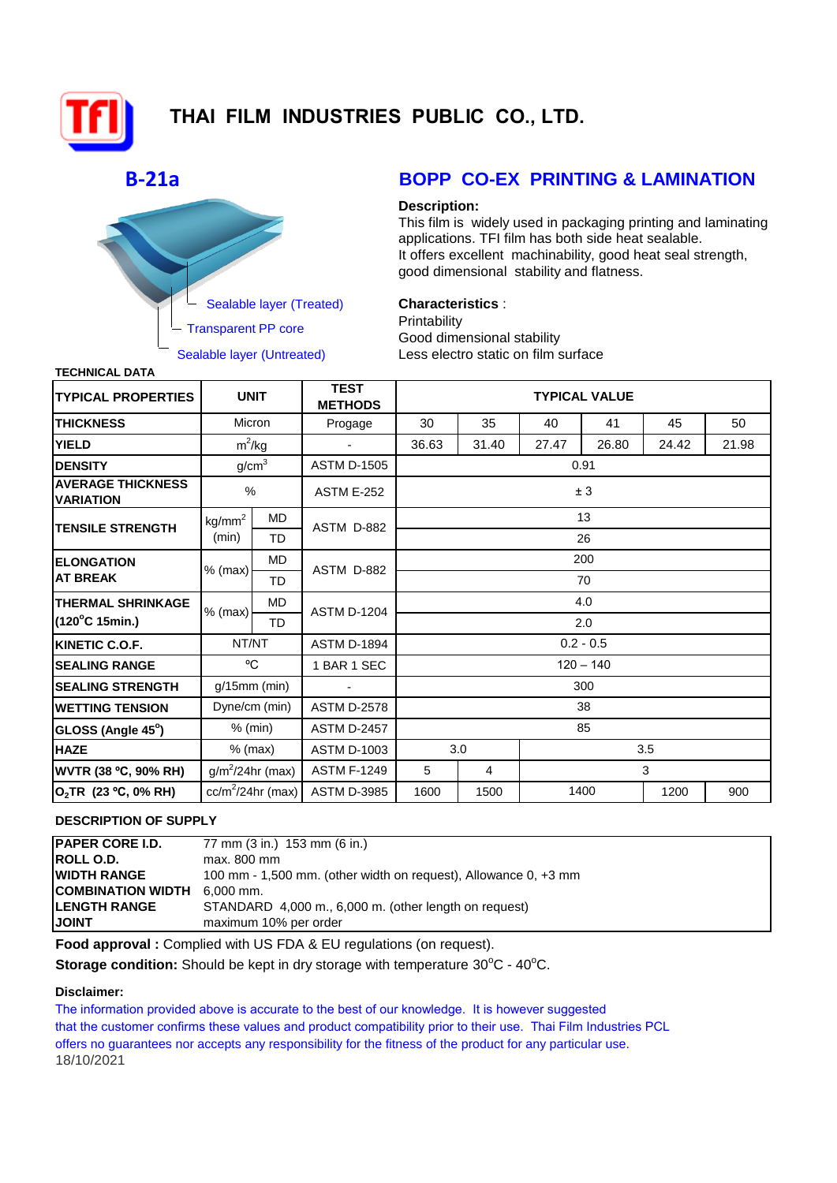# THAI FILM INDUSTRIES PUBLIC CO., LTD.

## B-21a

Sealable layer (Treated)

Transparent PP core

Sealable layer (Untreated)

## BOPP CO-EX PRINTING & LAMINATION

**Description:**

This film is widely used in packaging printing and laminating applications. TFI film has both side heat sealable.
It offers excellent machinability, good heat seal strength, good dimensional stability and flatness.

**Characteristics** :

Printability
Good dimensional stability
Less electro static on film surface

**TECHNICAL DATA**

| TYPICAL PROPERTIES | UNIT | | TEST METHODS | TYPICAL VALUE | | | | | |
|---|---|---|---|---|---|---|---|---|---|
| THICKNESS | Micron | | Progage | 30 | 35 | 40 | 41 | 45 | 50 |
| YIELD | $m^2$/kg | | - | 36.63 | 31.40 | 27.47 | 26.80 | 24.42 | 21.98 |
| DENSITY | g/$cm^3$ | | ASTM D-1505 | 0.91 | | | | | |
| AVERAGE THICKNESS VARIATION | % | | ASTM E-252 | ± 3 | | | | | |
| TENSILE STRENGTH | kg/$mm^2$ (min) | MD | ASTM D-882 | 13 | | | | | |
| | | TD | | 26 | | | | | |
| ELONGATION AT BREAK | % (max) | MD | ASTM D-882 | 200 | | | | | |
| | | TD | | 70 | | | | | |
| THERMAL SHRINKAGE (120°C 15min.) | % (max) | MD | ASTM D-1204 | 4.0 | | | | | |
| | | TD | | 2.0 | | | | | |
| KINETIC C.O.F. | NT/NT | | ASTM D-1894 | 0.2 - 0.5 | | | | | |
| SEALING RANGE | °C | | 1 BAR 1 SEC | 120 – 140 | | | | | |
| SEALING STRENGTH | g/15mm (min) | | - | 300 | | | | | |
| WETTING TENSION | Dyne/cm (min) | | ASTM D-2578 | 38 | | | | | |
| GLOSS (Angle 45°) | % (min) | | ASTM D-2457 | 85 | | | | | |
| HAZE | % (max) | | ASTM D-1003 | 3.0 | | 3.5 | | | |
| WVTR (38 °C, 90% RH) | g/$m^2$/24hr (max) | | ASTM F-1249 | 5 | 4 | 3 | | | |
| $O_2$TR (23 °C, 0% RH) | cc/$m^2$/24hr (max) | | ASTM D-3985 | 1600 | 1500 | 1400 | | 1200 | 900 |

**DESCRIPTION OF SUPPLY**

| | |
|---|---|
| **PAPER CORE I.D.** | 77 mm (3 in.) 153 mm (6 in.) |
| **ROLL O.D.** | max. 800 mm |
| **WIDTH RANGE** | 100 mm - 1,500 mm. (other width on request), Allowance 0, +3 mm |
| **COMBINATION WIDTH** | 6,000 mm. |
| **LENGTH RANGE** | STANDARD 4,000 m., 6,000 m. (other length on request) |
| **JOINT** | maximum 10% per order |

**Food approval :** Complied with US FDA & EU regulations (on request).

**Storage condition:** Should be kept in dry storage with temperature 30°C - 40°C.

**Disclaimer:**

The information provided above is accurate to the best of our knowledge. It is however suggested that the customer confirms these values and product compatibility prior to their use. Thai Film Industries PCL offers no guarantees nor accepts any responsibility for the fitness of the product for any particular use.

18/10/2021